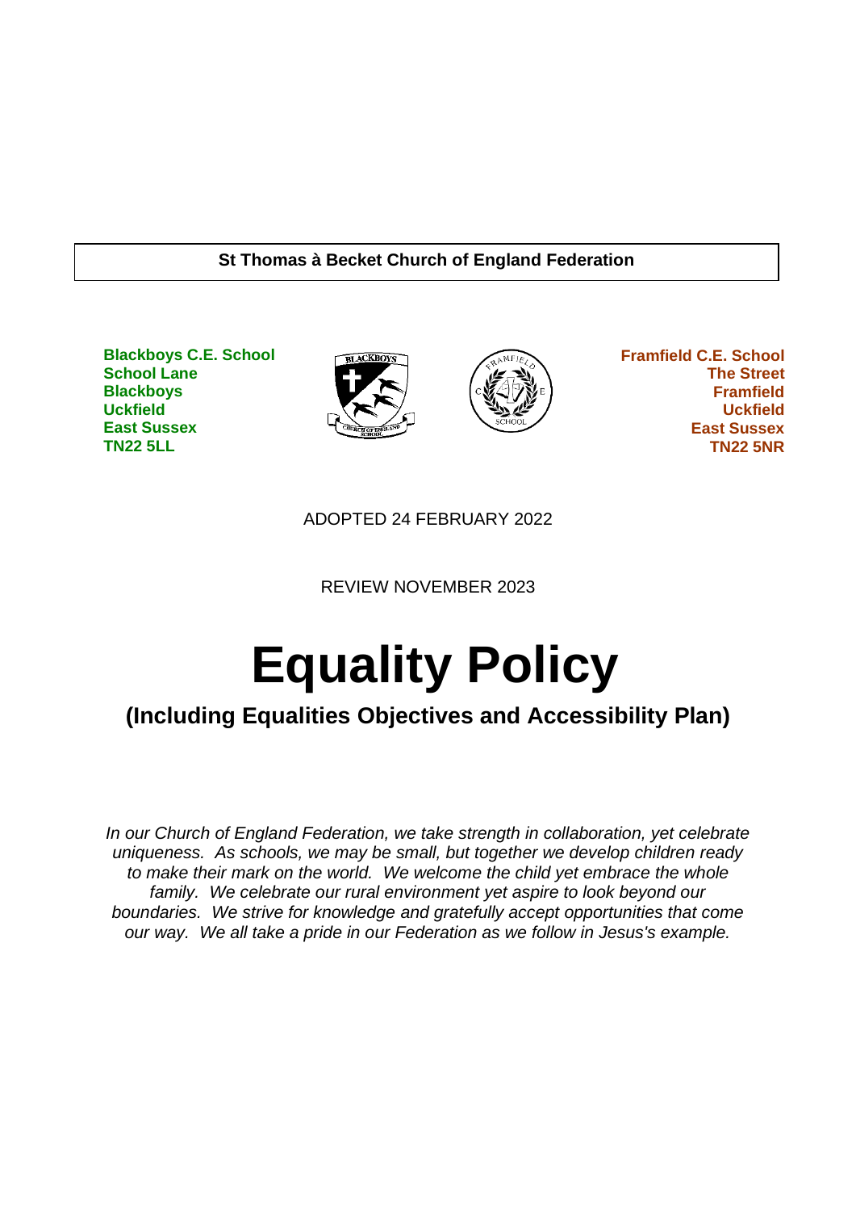**St Thomas à Becket Church of England Federation**

**Blackboys C.E. School**
**School Lane**
**Blackboys**
**Uckfield**
**East Sussex**
**TN22 5LL**

**Framfield C.E. School**
**The Street**
**Framfield**
**Uckfield**
**East Sussex**
**TN22 5NR**

ADOPTED 24 FEBRUARY 2022

REVIEW NOVEMBER 2023

# Equality Policy

## (Including Equalities Objectives and Accessibility Plan)

*In our Church of England Federation, we take strength in collaboration, yet celebrate uniqueness. As schools, we may be small, but together we develop children ready to make their mark on the world. We welcome the child yet embrace the whole family. We celebrate our rural environment yet aspire to look beyond our boundaries. We strive for knowledge and gratefully accept opportunities that come our way. We all take a pride in our Federation as we follow in Jesus's example.*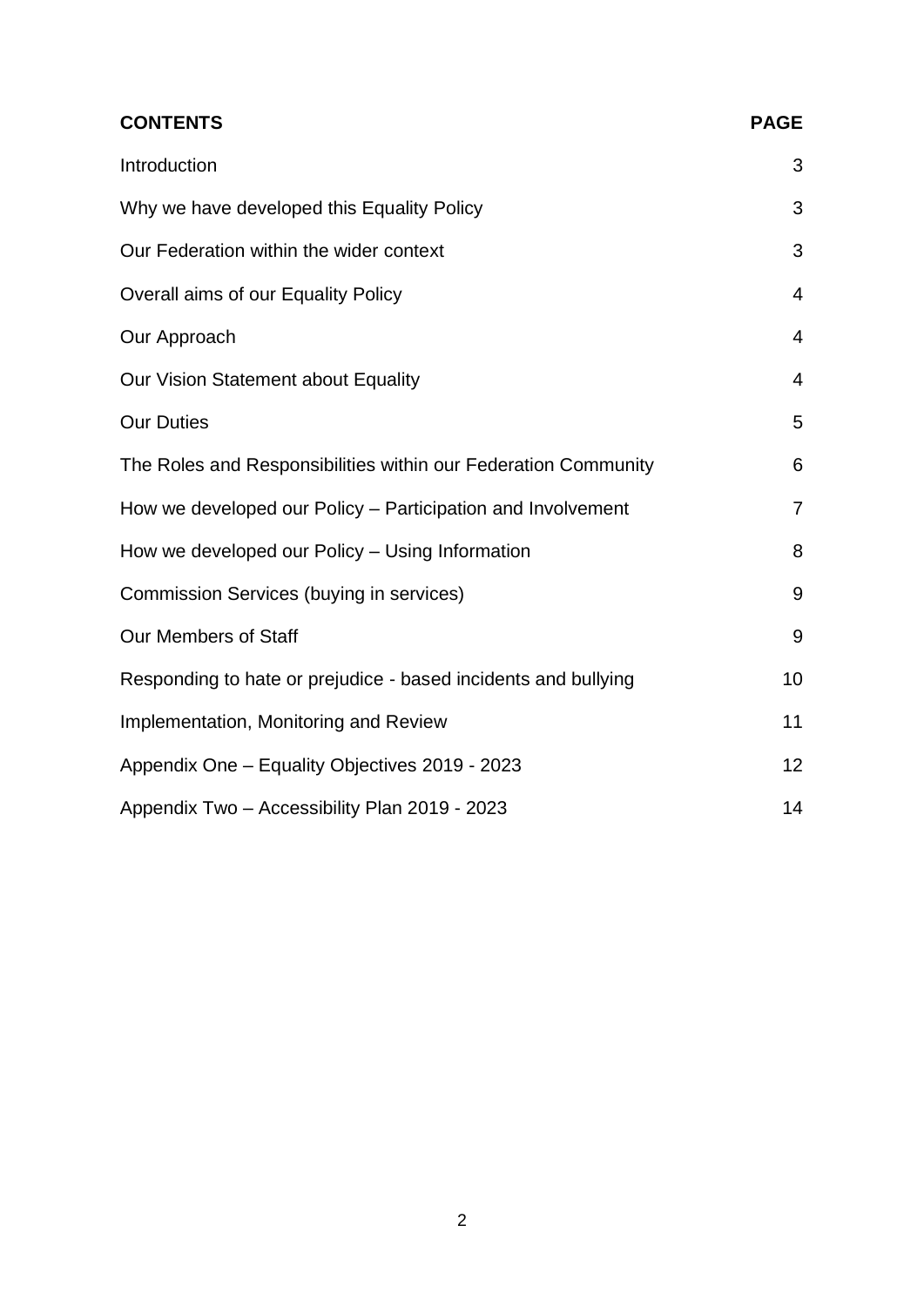| **CONTENTS** | **PAGE** |
| --- | --- |
| Introduction | 3 |
| Why we have developed this Equality Policy | 3 |
| Our Federation within the wider context | 3 |
| Overall aims of our Equality Policy | 4 |
| Our Approach | 4 |
| Our Vision Statement about Equality | 4 |
| Our Duties | 5 |
| The Roles and Responsibilities within our Federation Community | 6 |
| How we developed our Policy – Participation and Involvement | 7 |
| How we developed our Policy – Using Information | 8 |
| Commission Services (buying in services) | 9 |
| Our Members of Staff | 9 |
| Responding to hate or prejudice - based incidents and bullying | 10 |
| Implementation, Monitoring and Review | 11 |
| Appendix One – Equality Objectives 2019 - 2023 | 12 |
| Appendix Two – Accessibility Plan 2019 - 2023 | 14 |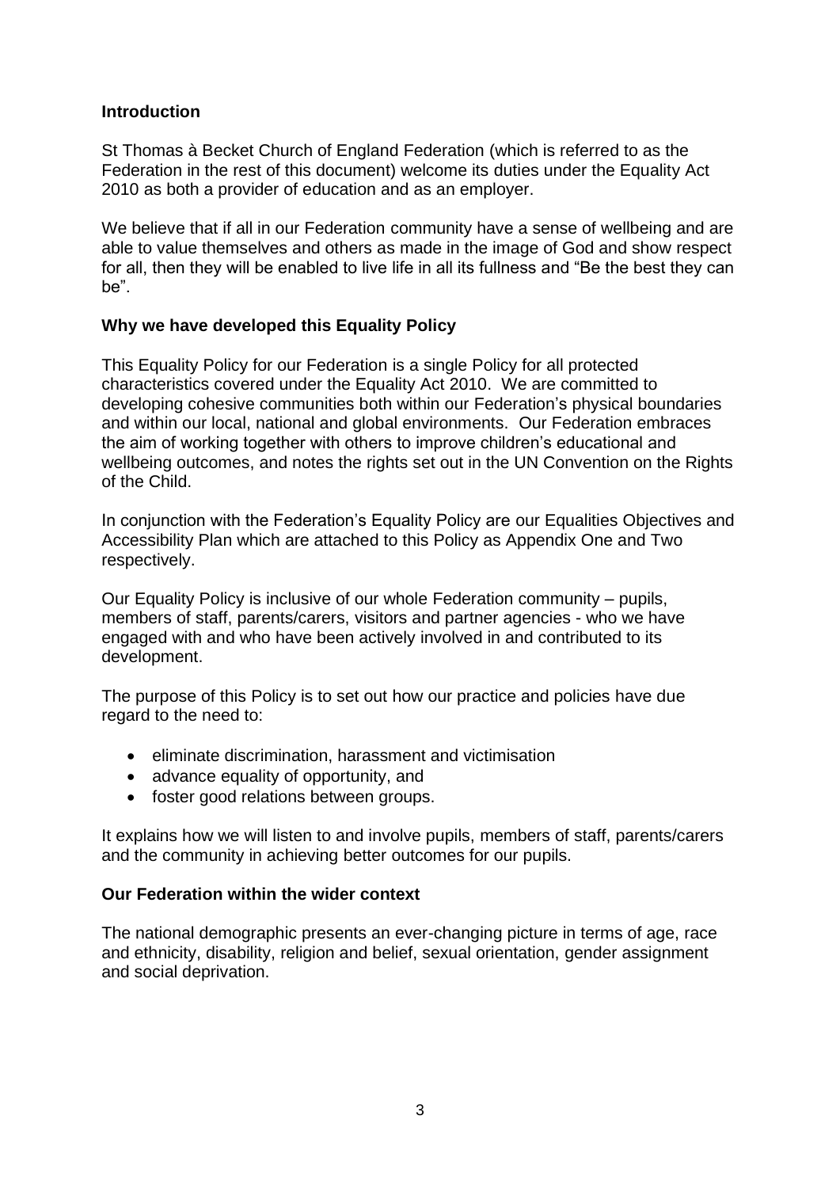## Introduction

St Thomas à Becket Church of England Federation (which is referred to as the Federation in the rest of this document) welcome its duties under the Equality Act 2010 as both a provider of education and as an employer.

We believe that if all in our Federation community have a sense of wellbeing and are able to value themselves and others as made in the image of God and show respect for all, then they will be enabled to live life in all its fullness and "Be the best they can be".

## Why we have developed this Equality Policy

This Equality Policy for our Federation is a single Policy for all protected characteristics covered under the Equality Act 2010. We are committed to developing cohesive communities both within our Federation's physical boundaries and within our local, national and global environments. Our Federation embraces the aim of working together with others to improve children's educational and wellbeing outcomes, and notes the rights set out in the UN Convention on the Rights of the Child.

In conjunction with the Federation's Equality Policy are our Equalities Objectives and Accessibility Plan which are attached to this Policy as Appendix One and Two respectively.

Our Equality Policy is inclusive of our whole Federation community – pupils, members of staff, parents/carers, visitors and partner agencies - who we have engaged with and who have been actively involved in and contributed to its development.

The purpose of this Policy is to set out how our practice and policies have due regard to the need to:

- eliminate discrimination, harassment and victimisation
- advance equality of opportunity, and
- foster good relations between groups.

It explains how we will listen to and involve pupils, members of staff, parents/carers and the community in achieving better outcomes for our pupils.

## Our Federation within the wider context

The national demographic presents an ever-changing picture in terms of age, race and ethnicity, disability, religion and belief, sexual orientation, gender assignment and social deprivation.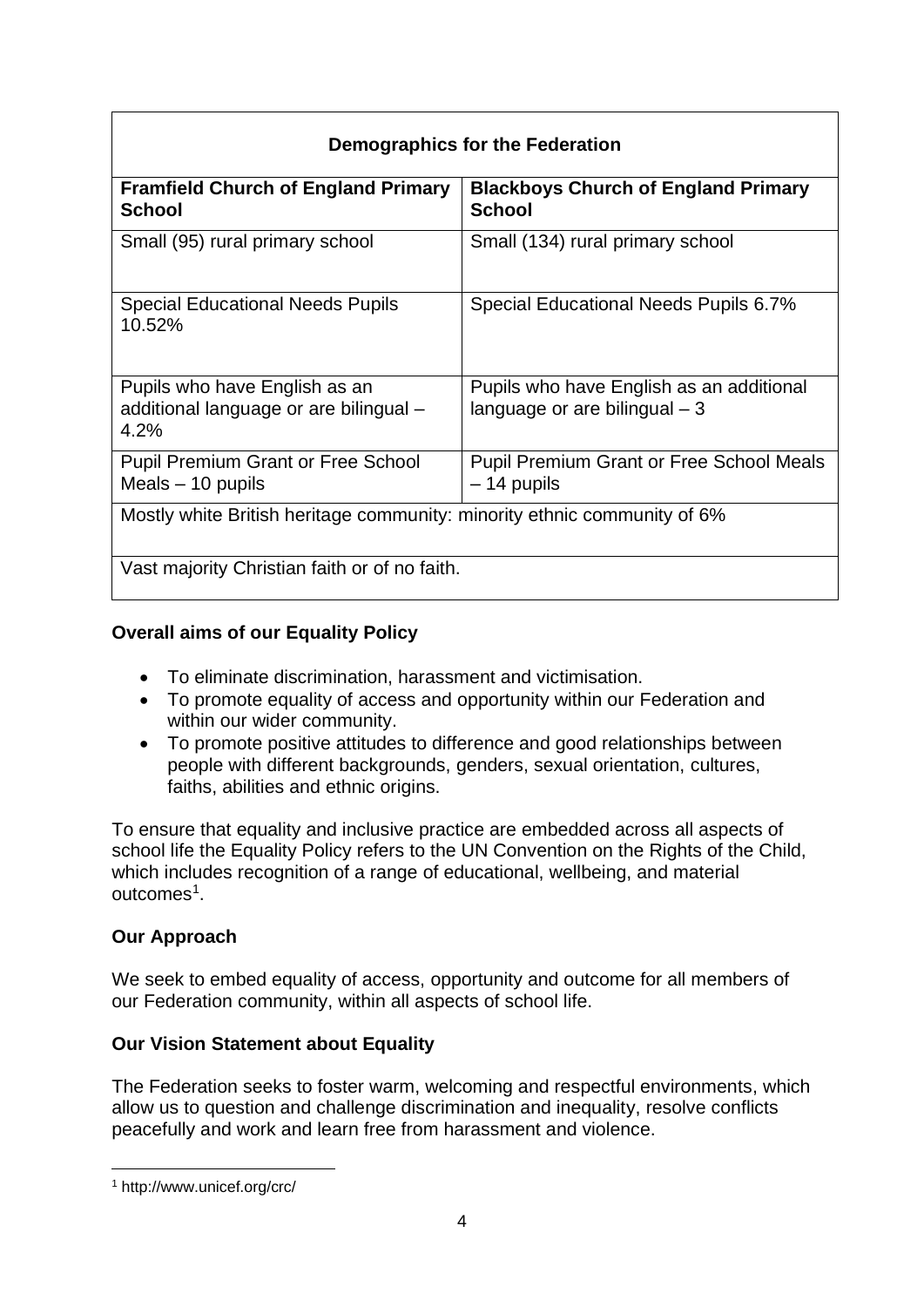| Demographics for the Federation | |
|---|---|
| **Framfield Church of England Primary School** | **Blackboys Church of England Primary School** |
| Small (95) rural primary school | Small (134) rural primary school |
| Special Educational Needs Pupils 10.52% | Special Educational Needs Pupils 6.7% |
| Pupils who have English as an additional language or are bilingual – 4.2% | Pupils who have English as an additional language or are bilingual – 3 |
| Pupil Premium Grant or Free School Meals – 10 pupils | Pupil Premium Grant or Free School Meals – 14 pupils |
| Mostly white British heritage community: minority ethnic community of 6% | |
| Vast majority Christian faith or of no faith. | |

**Overall aims of our Equality Policy**

- To eliminate discrimination, harassment and victimisation.
- To promote equality of access and opportunity within our Federation and within our wider community.
- To promote positive attitudes to difference and good relationships between people with different backgrounds, genders, sexual orientation, cultures, faiths, abilities and ethnic origins.

To ensure that equality and inclusive practice are embedded across all aspects of school life the Equality Policy refers to the UN Convention on the Rights of the Child, which includes recognition of a range of educational, wellbeing, and material outcomes[1].

**Our Approach**

We seek to embed equality of access, opportunity and outcome for all members of our Federation community, within all aspects of school life.

**Our Vision Statement about Equality**

The Federation seeks to foster warm, welcoming and respectful environments, which allow us to question and challenge discrimination and inequality, resolve conflicts peacefully and work and learn free from harassment and violence.

[1] http://www.unicef.org/crc/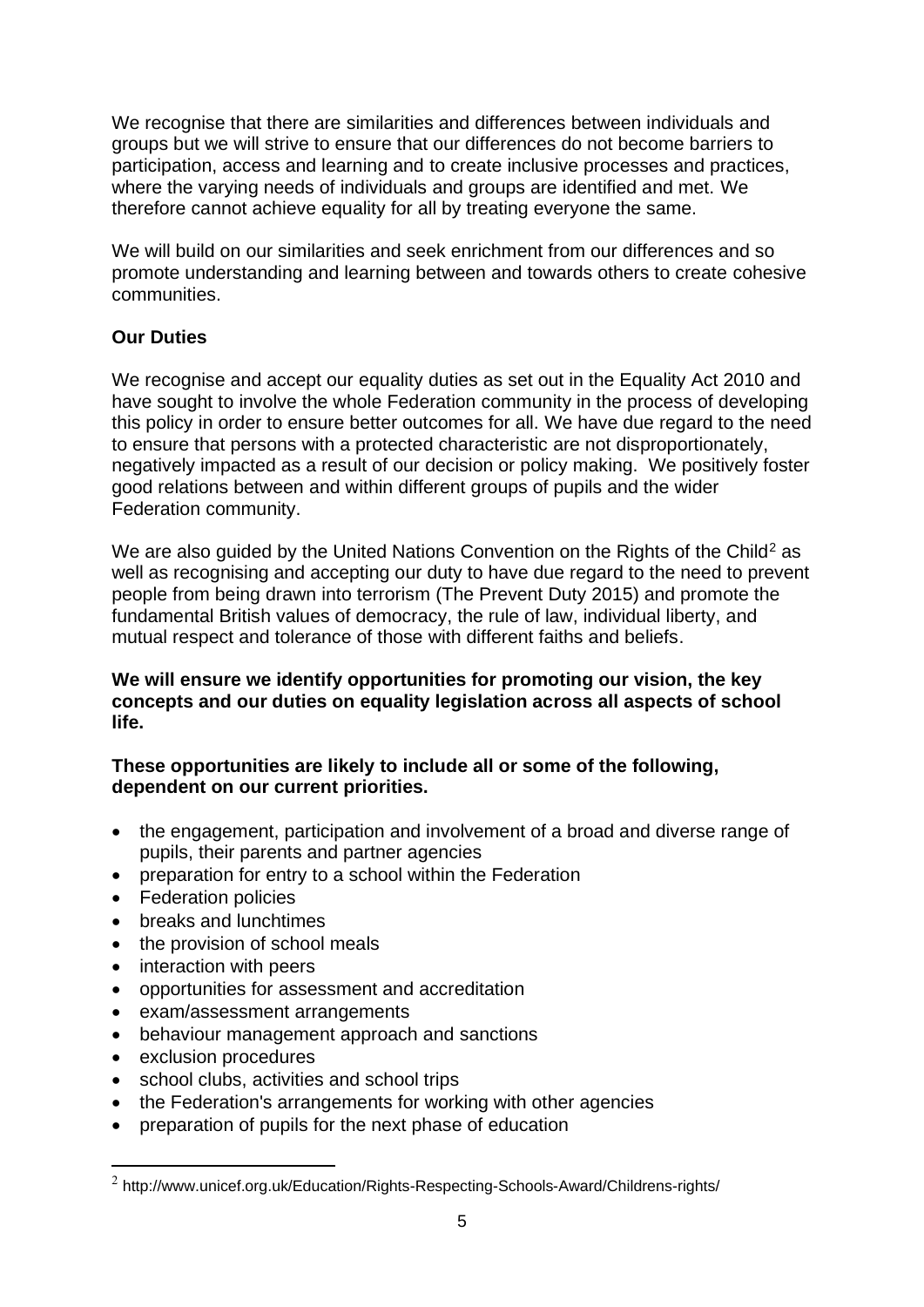We recognise that there are similarities and differences between individuals and groups but we will strive to ensure that our differences do not become barriers to participation, access and learning and to create inclusive processes and practices, where the varying needs of individuals and groups are identified and met. We therefore cannot achieve equality for all by treating everyone the same.

We will build on our similarities and seek enrichment from our differences and so promote understanding and learning between and towards others to create cohesive communities.

**Our Duties**

We recognise and accept our equality duties as set out in the Equality Act 2010 and have sought to involve the whole Federation community in the process of developing this policy in order to ensure better outcomes for all. We have due regard to the need to ensure that persons with a protected characteristic are not disproportionately, negatively impacted as a result of our decision or policy making. We positively foster good relations between and within different groups of pupils and the wider Federation community.

We are also guided by the United Nations Convention on the Rights of the Child[2] as well as recognising and accepting our duty to have due regard to the need to prevent people from being drawn into terrorism (The Prevent Duty 2015) and promote the fundamental British values of democracy, the rule of law, individual liberty, and mutual respect and tolerance of those with different faiths and beliefs.

**We will ensure we identify opportunities for promoting our vision, the key concepts and our duties on equality legislation across all aspects of school life.**

**These opportunities are likely to include all or some of the following, dependent on our current priorities.**

- the engagement, participation and involvement of a broad and diverse range of pupils, their parents and partner agencies
- preparation for entry to a school within the Federation
- Federation policies
- breaks and lunchtimes
- the provision of school meals
- interaction with peers
- opportunities for assessment and accreditation
- exam/assessment arrangements
- behaviour management approach and sanctions
- exclusion procedures
- school clubs, activities and school trips
- the Federation's arrangements for working with other agencies
- preparation of pupils for the next phase of education

[2] http://www.unicef.org.uk/Education/Rights-Respecting-Schools-Award/Childrens-rights/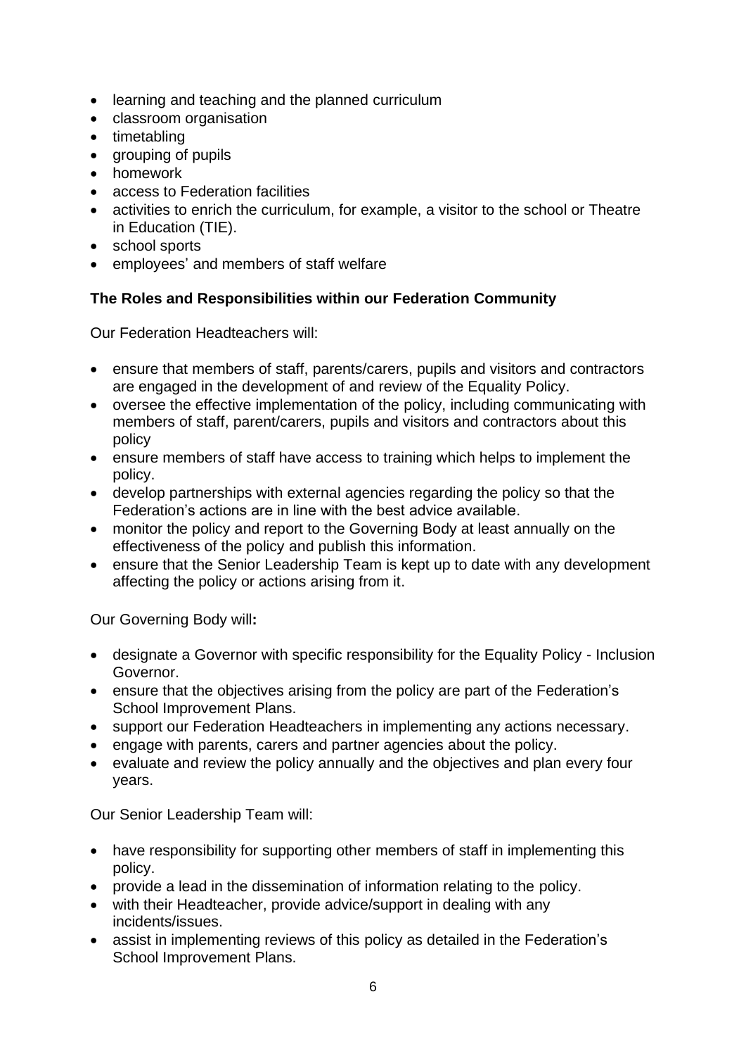- learning and teaching and the planned curriculum
- classroom organisation
- timetabling
- grouping of pupils
- homework
- access to Federation facilities
- activities to enrich the curriculum, for example, a visitor to the school or Theatre in Education (TIE).
- school sports
- employees' and members of staff welfare

**The Roles and Responsibilities within our Federation Community**

Our Federation Headteachers will:

- ensure that members of staff, parents/carers, pupils and visitors and contractors are engaged in the development of and review of the Equality Policy.
- oversee the effective implementation of the policy, including communicating with members of staff, parent/carers, pupils and visitors and contractors about this policy
- ensure members of staff have access to training which helps to implement the policy.
- develop partnerships with external agencies regarding the policy so that the Federation's actions are in line with the best advice available.
- monitor the policy and report to the Governing Body at least annually on the effectiveness of the policy and publish this information.
- ensure that the Senior Leadership Team is kept up to date with any development affecting the policy or actions arising from it.

Our Governing Body will**:**

- designate a Governor with specific responsibility for the Equality Policy - Inclusion Governor.
- ensure that the objectives arising from the policy are part of the Federation's School Improvement Plans.
- support our Federation Headteachers in implementing any actions necessary.
- engage with parents, carers and partner agencies about the policy.
- evaluate and review the policy annually and the objectives and plan every four years.

Our Senior Leadership Team will:

- have responsibility for supporting other members of staff in implementing this policy.
- provide a lead in the dissemination of information relating to the policy.
- with their Headteacher, provide advice/support in dealing with any incidents/issues.
- assist in implementing reviews of this policy as detailed in the Federation's School Improvement Plans.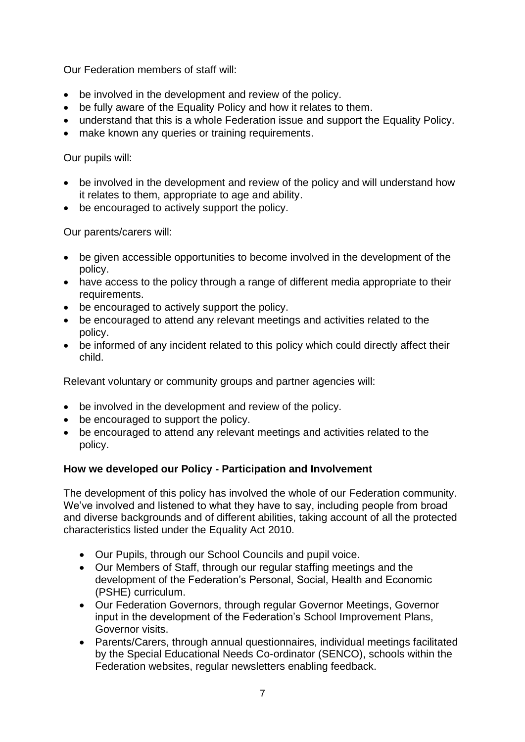Our Federation members of staff will:

- be involved in the development and review of the policy.
- be fully aware of the Equality Policy and how it relates to them.
- understand that this is a whole Federation issue and support the Equality Policy.
- make known any queries or training requirements.

Our pupils will:

- be involved in the development and review of the policy and will understand how it relates to them, appropriate to age and ability.
- be encouraged to actively support the policy.

Our parents/carers will:

- be given accessible opportunities to become involved in the development of the policy.
- have access to the policy through a range of different media appropriate to their requirements.
- be encouraged to actively support the policy.
- be encouraged to attend any relevant meetings and activities related to the policy.
- be informed of any incident related to this policy which could directly affect their child.

Relevant voluntary or community groups and partner agencies will:

- be involved in the development and review of the policy.
- be encouraged to support the policy.
- be encouraged to attend any relevant meetings and activities related to the policy.

**How we developed our Policy - Participation and Involvement**

The development of this policy has involved the whole of our Federation community. We've involved and listened to what they have to say, including people from broad and diverse backgrounds and of different abilities, taking account of all the protected characteristics listed under the Equality Act 2010.

- Our Pupils, through our School Councils and pupil voice.
- Our Members of Staff, through our regular staffing meetings and the development of the Federation's Personal, Social, Health and Economic (PSHE) curriculum.
- Our Federation Governors, through regular Governor Meetings, Governor input in the development of the Federation's School Improvement Plans, Governor visits.
- Parents/Carers, through annual questionnaires, individual meetings facilitated by the Special Educational Needs Co-ordinator (SENCO), schools within the Federation websites, regular newsletters enabling feedback.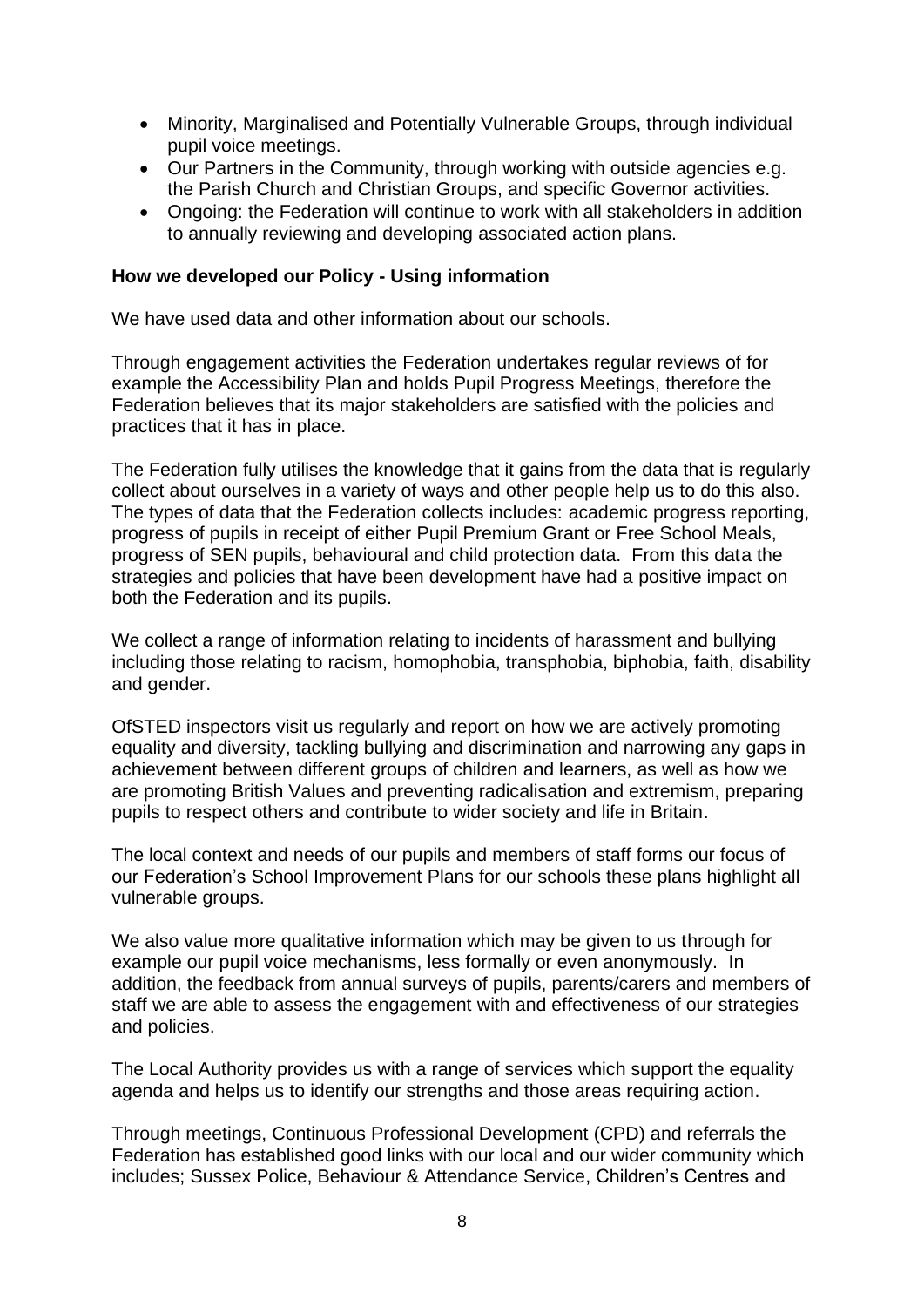- Minority, Marginalised and Potentially Vulnerable Groups, through individual pupil voice meetings.
- Our Partners in the Community, through working with outside agencies e.g. the Parish Church and Christian Groups, and specific Governor activities.
- Ongoing: the Federation will continue to work with all stakeholders in addition to annually reviewing and developing associated action plans.

**How we developed our Policy - Using information**

We have used data and other information about our schools.

Through engagement activities the Federation undertakes regular reviews of for example the Accessibility Plan and holds Pupil Progress Meetings, therefore the Federation believes that its major stakeholders are satisfied with the policies and practices that it has in place.

The Federation fully utilises the knowledge that it gains from the data that is regularly collect about ourselves in a variety of ways and other people help us to do this also. The types of data that the Federation collects includes: academic progress reporting, progress of pupils in receipt of either Pupil Premium Grant or Free School Meals, progress of SEN pupils, behavioural and child protection data. From this data the strategies and policies that have been development have had a positive impact on both the Federation and its pupils.

We collect a range of information relating to incidents of harassment and bullying including those relating to racism, homophobia, transphobia, biphobia, faith, disability and gender.

OfSTED inspectors visit us regularly and report on how we are actively promoting equality and diversity, tackling bullying and discrimination and narrowing any gaps in achievement between different groups of children and learners, as well as how we are promoting British Values and preventing radicalisation and extremism, preparing pupils to respect others and contribute to wider society and life in Britain.

The local context and needs of our pupils and members of staff forms our focus of our Federation's School Improvement Plans for our schools these plans highlight all vulnerable groups.

We also value more qualitative information which may be given to us through for example our pupil voice mechanisms, less formally or even anonymously. In addition, the feedback from annual surveys of pupils, parents/carers and members of staff we are able to assess the engagement with and effectiveness of our strategies and policies.

The Local Authority provides us with a range of services which support the equality agenda and helps us to identify our strengths and those areas requiring action.

Through meetings, Continuous Professional Development (CPD) and referrals the Federation has established good links with our local and our wider community which includes; Sussex Police, Behaviour & Attendance Service, Children's Centres and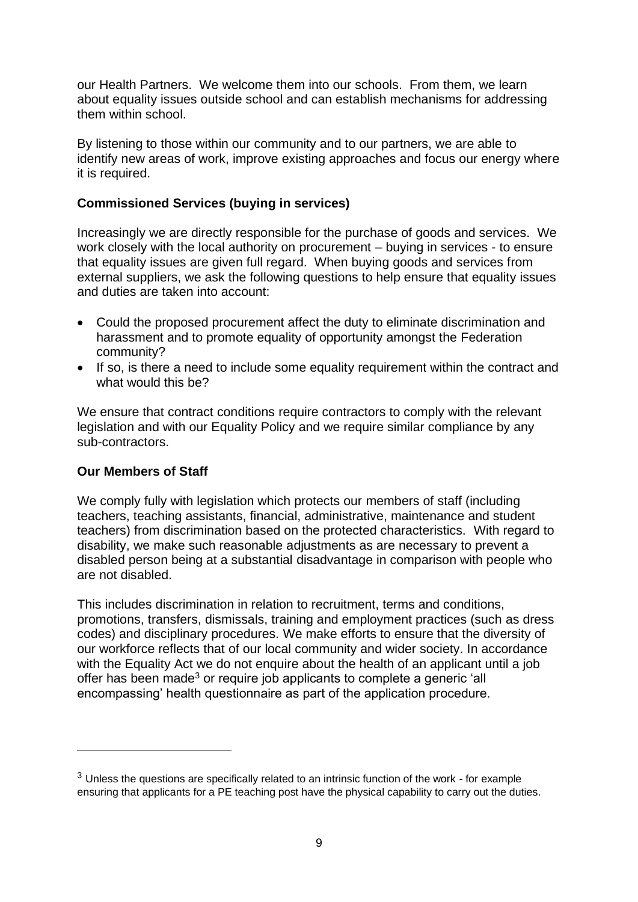our Health Partners. We welcome them into our schools. From them, we learn about equality issues outside school and can establish mechanisms for addressing them within school.

By listening to those within our community and to our partners, we are able to identify new areas of work, improve existing approaches and focus our energy where it is required.

**Commissioned Services (buying in services)**

Increasingly we are directly responsible for the purchase of goods and services. We work closely with the local authority on procurement – buying in services - to ensure that equality issues are given full regard. When buying goods and services from external suppliers, we ask the following questions to help ensure that equality issues and duties are taken into account:

- Could the proposed procurement affect the duty to eliminate discrimination and harassment and to promote equality of opportunity amongst the Federation community?
- If so, is there a need to include some equality requirement within the contract and what would this be?

We ensure that contract conditions require contractors to comply with the relevant legislation and with our Equality Policy and we require similar compliance by any sub-contractors.

**Our Members of Staff**

We comply fully with legislation which protects our members of staff (including teachers, teaching assistants, financial, administrative, maintenance and student teachers) from discrimination based on the protected characteristics. With regard to disability, we make such reasonable adjustments as are necessary to prevent a disabled person being at a substantial disadvantage in comparison with people who are not disabled.

This includes discrimination in relation to recruitment, terms and conditions, promotions, transfers, dismissals, training and employment practices (such as dress codes) and disciplinary procedures. We make efforts to ensure that the diversity of our workforce reflects that of our local community and wider society. In accordance with the Equality Act we do not enquire about the health of an applicant until a job offer has been made[3] or require job applicants to complete a generic 'all encompassing' health questionnaire as part of the application procedure.

---

[3] Unless the questions are specifically related to an intrinsic function of the work - for example ensuring that applicants for a PE teaching post have the physical capability to carry out the duties.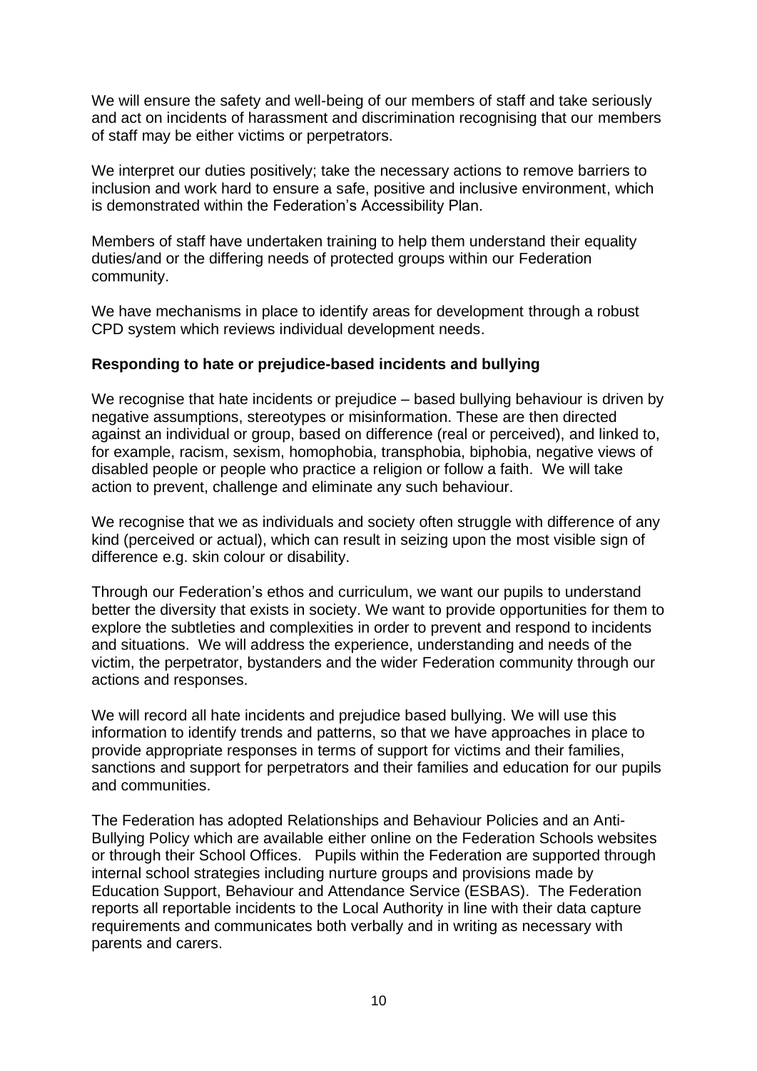We will ensure the safety and well-being of our members of staff and take seriously and act on incidents of harassment and discrimination recognising that our members of staff may be either victims or perpetrators.

We interpret our duties positively; take the necessary actions to remove barriers to inclusion and work hard to ensure a safe, positive and inclusive environment, which is demonstrated within the Federation's Accessibility Plan.

Members of staff have undertaken training to help them understand their equality duties/and or the differing needs of protected groups within our Federation community.

We have mechanisms in place to identify areas for development through a robust CPD system which reviews individual development needs.

**Responding to hate or prejudice-based incidents and bullying**

We recognise that hate incidents or prejudice – based bullying behaviour is driven by negative assumptions, stereotypes or misinformation. These are then directed against an individual or group, based on difference (real or perceived), and linked to, for example, racism, sexism, homophobia, transphobia, biphobia, negative views of disabled people or people who practice a religion or follow a faith. We will take action to prevent, challenge and eliminate any such behaviour.

We recognise that we as individuals and society often struggle with difference of any kind (perceived or actual), which can result in seizing upon the most visible sign of difference e.g. skin colour or disability.

Through our Federation's ethos and curriculum, we want our pupils to understand better the diversity that exists in society. We want to provide opportunities for them to explore the subtleties and complexities in order to prevent and respond to incidents and situations. We will address the experience, understanding and needs of the victim, the perpetrator, bystanders and the wider Federation community through our actions and responses.

We will record all hate incidents and prejudice based bullying. We will use this information to identify trends and patterns, so that we have approaches in place to provide appropriate responses in terms of support for victims and their families, sanctions and support for perpetrators and their families and education for our pupils and communities.

The Federation has adopted Relationships and Behaviour Policies and an Anti-Bullying Policy which are available either online on the Federation Schools websites or through their School Offices. Pupils within the Federation are supported through internal school strategies including nurture groups and provisions made by Education Support, Behaviour and Attendance Service (ESBAS). The Federation reports all reportable incidents to the Local Authority in line with their data capture requirements and communicates both verbally and in writing as necessary with parents and carers.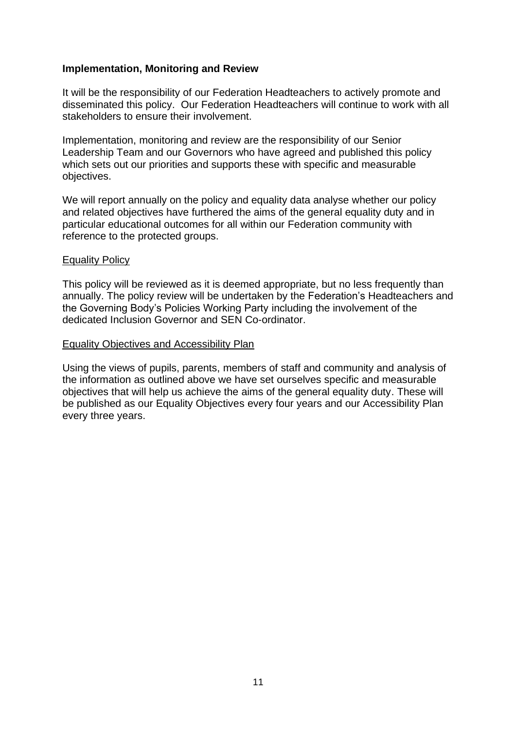**Implementation, Monitoring and Review**

It will be the responsibility of our Federation Headteachers to actively promote and disseminated this policy. Our Federation Headteachers will continue to work with all stakeholders to ensure their involvement.

Implementation, monitoring and review are the responsibility of our Senior Leadership Team and our Governors who have agreed and published this policy which sets out our priorities and supports these with specific and measurable objectives.

We will report annually on the policy and equality data analyse whether our policy and related objectives have furthered the aims of the general equality duty and in particular educational outcomes for all within our Federation community with reference to the protected groups.

<u>Equality Policy</u>

This policy will be reviewed as it is deemed appropriate, but no less frequently than annually. The policy review will be undertaken by the Federation's Headteachers and the Governing Body's Policies Working Party including the involvement of the dedicated Inclusion Governor and SEN Co-ordinator.

<u>Equality Objectives and Accessibility Plan</u>

Using the views of pupils, parents, members of staff and community and analysis of the information as outlined above we have set ourselves specific and measurable objectives that will help us achieve the aims of the general equality duty. These will be published as our Equality Objectives every four years and our Accessibility Plan every three years.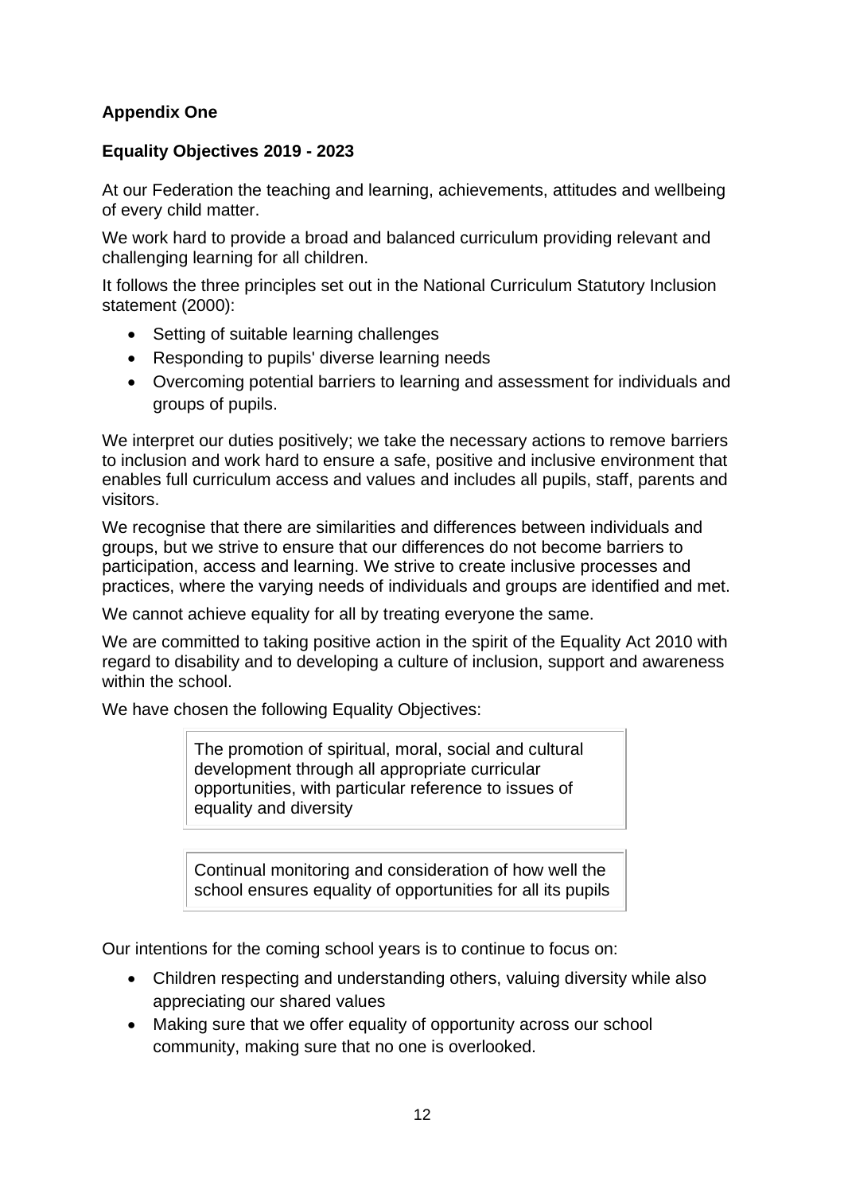**Appendix One**

**Equality Objectives 2019 - 2023**

At our Federation the teaching and learning, achievements, attitudes and wellbeing of every child matter.

We work hard to provide a broad and balanced curriculum providing relevant and challenging learning for all children.

It follows the three principles set out in the National Curriculum Statutory Inclusion statement (2000):

- Setting of suitable learning challenges
- Responding to pupils' diverse learning needs
- Overcoming potential barriers to learning and assessment for individuals and groups of pupils.

We interpret our duties positively; we take the necessary actions to remove barriers to inclusion and work hard to ensure a safe, positive and inclusive environment that enables full curriculum access and values and includes all pupils, staff, parents and visitors.

We recognise that there are similarities and differences between individuals and groups, but we strive to ensure that our differences do not become barriers to participation, access and learning. We strive to create inclusive processes and practices, where the varying needs of individuals and groups are identified and met.

We cannot achieve equality for all by treating everyone the same.

We are committed to taking positive action in the spirit of the Equality Act 2010 with regard to disability and to developing a culture of inclusion, support and awareness within the school.

We have chosen the following Equality Objectives:

> The promotion of spiritual, moral, social and cultural development through all appropriate curricular opportunities, with particular reference to issues of equality and diversity

> Continual monitoring and consideration of how well the school ensures equality of opportunities for all its pupils

Our intentions for the coming school years is to continue to focus on:

- Children respecting and understanding others, valuing diversity while also appreciating our shared values
- Making sure that we offer equality of opportunity across our school community, making sure that no one is overlooked.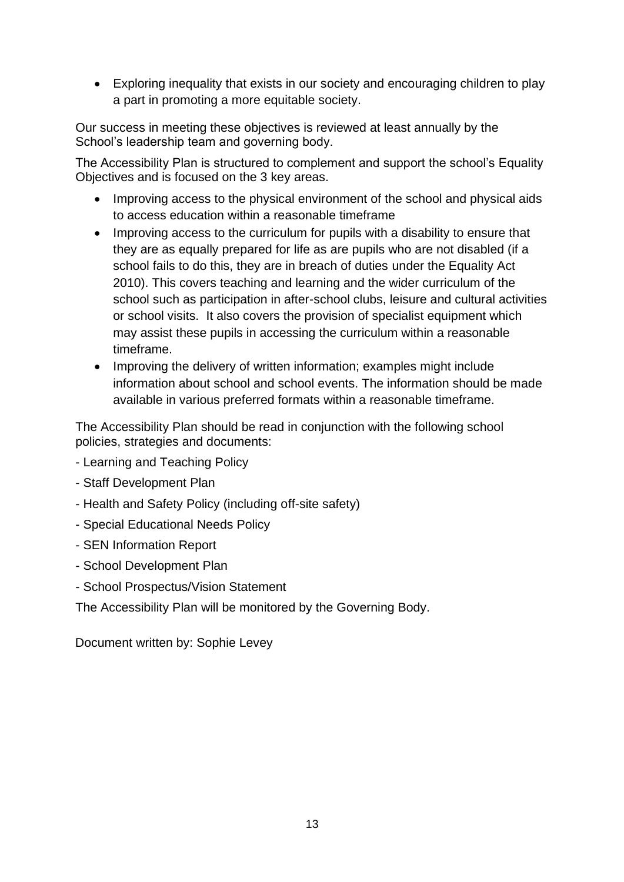- Exploring inequality that exists in our society and encouraging children to play a part in promoting a more equitable society.

Our success in meeting these objectives is reviewed at least annually by the School's leadership team and governing body.

The Accessibility Plan is structured to complement and support the school's Equality Objectives and is focused on the 3 key areas.

- Improving access to the physical environment of the school and physical aids to access education within a reasonable timeframe
- Improving access to the curriculum for pupils with a disability to ensure that they are as equally prepared for life as are pupils who are not disabled (if a school fails to do this, they are in breach of duties under the Equality Act 2010). This covers teaching and learning and the wider curriculum of the school such as participation in after-school clubs, leisure and cultural activities or school visits. It also covers the provision of specialist equipment which may assist these pupils in accessing the curriculum within a reasonable timeframe.
- Improving the delivery of written information; examples might include information about school and school events. The information should be made available in various preferred formats within a reasonable timeframe.

The Accessibility Plan should be read in conjunction with the following school policies, strategies and documents:

- Learning and Teaching Policy
- Staff Development Plan
- Health and Safety Policy (including off-site safety)
- Special Educational Needs Policy
- SEN Information Report
- School Development Plan
- School Prospectus/Vision Statement

The Accessibility Plan will be monitored by the Governing Body.

Document written by: Sophie Levey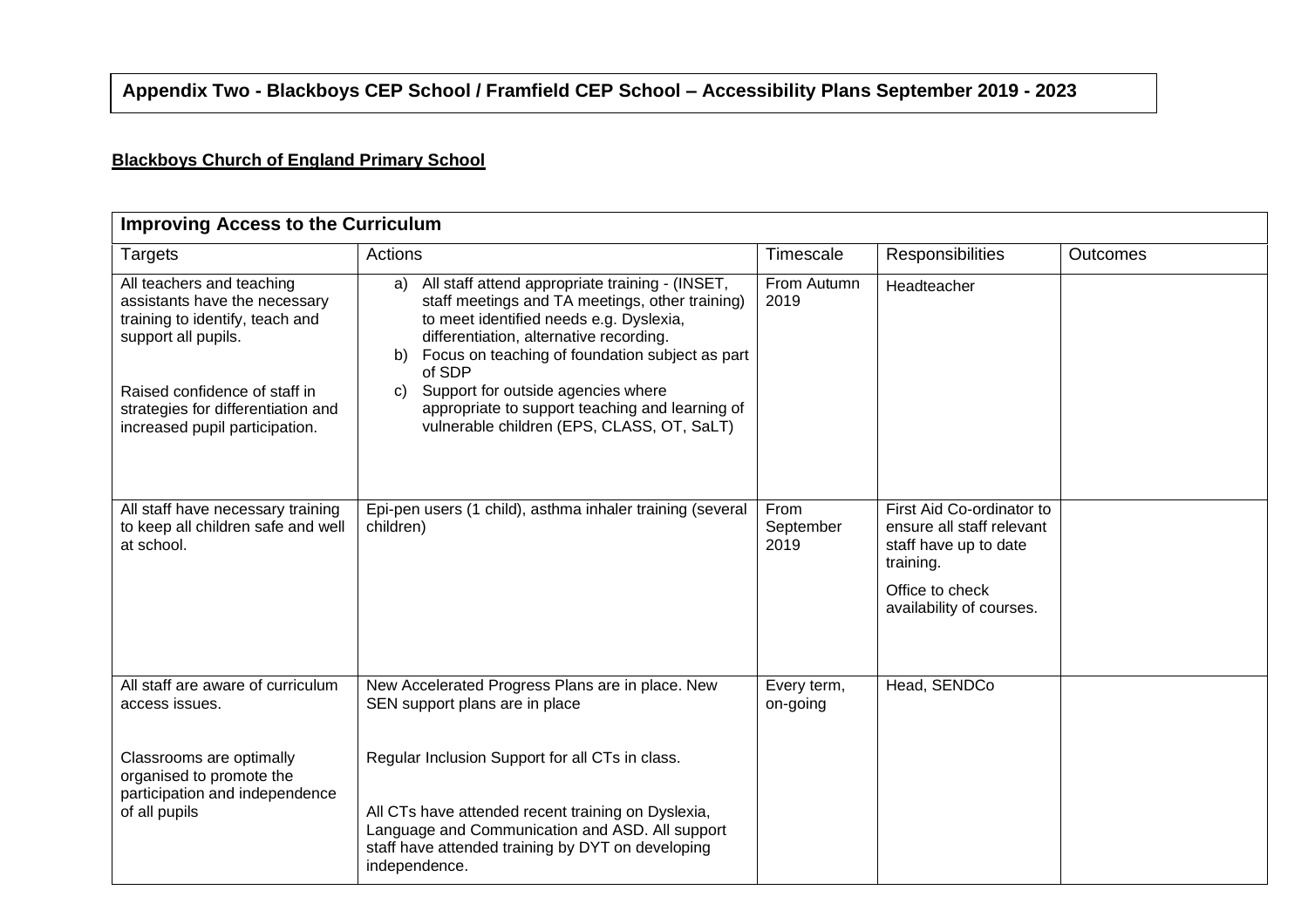## Appendix Two - Blackboys CEP School / Framfield CEP School – Accessibility Plans September 2019 - 2023

**Blackboys Church of England Primary School**

| **Improving Access to the Curriculum** | | | | |
|---|---|---|---|---|
| Targets | Actions | Timescale | Responsibilities | Outcomes |
| All teachers and teaching assistants have the necessary training to identify, teach and support all pupils.<br><br>Raised confidence of staff in strategies for differentiation and increased pupil participation. | a) All staff attend appropriate training - (INSET, staff meetings and TA meetings, other training) to meet identified needs e.g. Dyslexia, differentiation, alternative recording.<br>b) Focus on teaching of foundation subject as part of SDP<br>c) Support for outside agencies where appropriate to support teaching and learning of vulnerable children (EPS, CLASS, OT, SaLT) | From Autumn 2019 | Headteacher | |
| All staff have necessary training to keep all children safe and well at school. | Epi-pen users (1 child), asthma inhaler training (several children) | From September 2019 | First Aid Co-ordinator to ensure all staff relevant staff have up to date training.<br><br>Office to check availability of courses. | |
| All staff are aware of curriculum access issues.<br><br>Classrooms are optimally organised to promote the participation and independence of all pupils | New Accelerated Progress Plans are in place. New SEN support plans are in place<br><br>Regular Inclusion Support for all CTs in class.<br><br>All CTs have attended recent training on Dyslexia, Language and Communication and ASD. All support staff have attended training by DYT on developing independence. | Every term, on-going | Head, SENDCo | |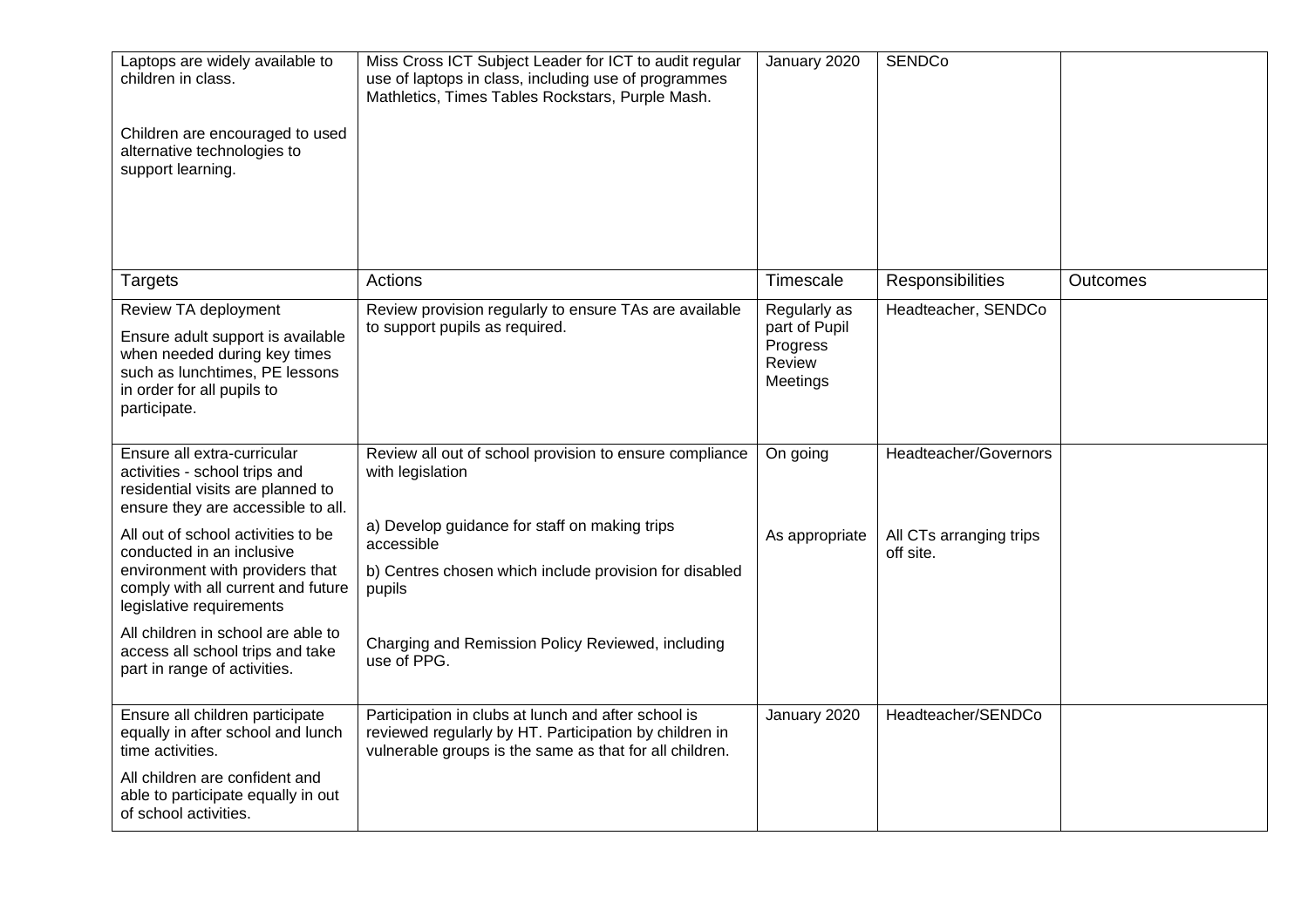| | | | | |
|---|---|---|---|---|
| Laptops are widely available to children in class.<br><br>Children are encouraged to used alternative technologies to support learning. | Miss Cross ICT Subject Leader for ICT to audit regular use of laptops in class, including use of programmes Mathletics, Times Tables Rockstars, Purple Mash. | January 2020 | SENDCo | |
| **Targets** | **Actions** | **Timescale** | **Responsibilities** | **Outcomes** |
| Review TA deployment<br><br>Ensure adult support is available when needed during key times such as lunchtimes, PE lessons in order for all pupils to participate. | Review provision regularly to ensure TAs are available to support pupils as required. | Regularly as part of Pupil Progress Review Meetings | Headteacher, SENDCo | |
| Ensure all extra-curricular activities - school trips and residential visits are planned to ensure they are accessible to all.<br><br>All out of school activities to be conducted in an inclusive environment with providers that comply with all current and future legislative requirements<br><br>All children in school are able to access all school trips and take part in range of activities. | Review all out of school provision to ensure compliance with legislation<br><br>a) Develop guidance for staff on making trips accessible<br><br>b) Centres chosen which include provision for disabled pupils<br><br>Charging and Remission Policy Reviewed, including use of PPG. | On going<br><br>As appropriate | Headteacher/Governors<br><br>All CTs arranging trips off site. | |
| Ensure all children participate equally in after school and lunch time activities.<br><br>All children are confident and able to participate equally in out of school activities. | Participation in clubs at lunch and after school is reviewed regularly by HT. Participation by children in vulnerable groups is the same as that for all children. | January 2020 | Headteacher/SENDCo | |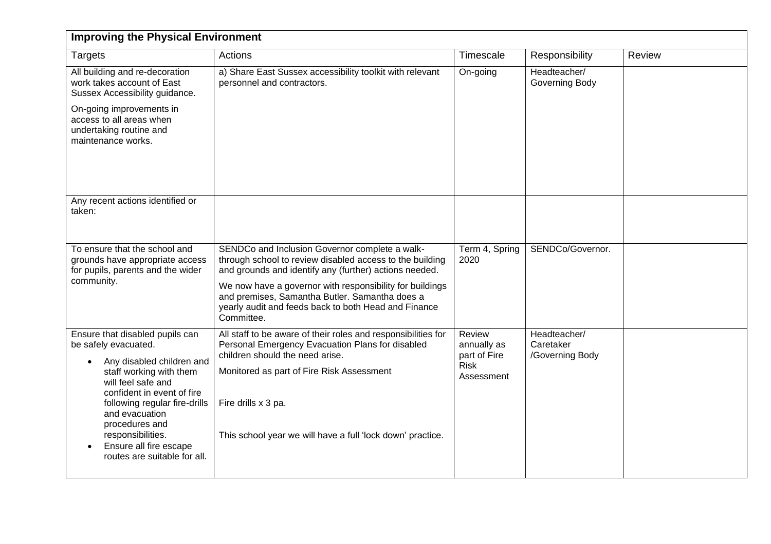| **Improving the Physical Environment** | | | | |
|---|---|---|---|---|
| Targets | Actions | Timescale | Responsibility | Review |
| All building and re-decoration work takes account of East Sussex Accessibility guidance.<br><br>On-going improvements in access to all areas when undertaking routine and maintenance works. | a) Share East Sussex accessibility toolkit with relevant personnel and contractors. | On-going | Headteacher/ Governing Body | |
| Any recent actions identified or taken: | | | | |
| To ensure that the school and grounds have appropriate access for pupils, parents and the wider community. | SENDCo and Inclusion Governor complete a walk-through school to review disabled access to the building and grounds and identify any (further) actions needed.<br><br>We now have a governor with responsibility for buildings and premises, Samantha Butler. Samantha does a yearly audit and feeds back to both Head and Finance Committee. | Term 4, Spring 2020 | SENDCo/Governor. | |
| Ensure that disabled pupils can be safely evacuated.<br>• Any disabled children and staff working with them will feel safe and confident in event of fire following regular fire-drills and evacuation procedures and responsibilities.<br>• Ensure all fire escape routes are suitable for all. | All staff to be aware of their roles and responsibilities for Personal Emergency Evacuation Plans for disabled children should the need arise.<br><br>Monitored as part of Fire Risk Assessment<br><br>Fire drills x 3 pa.<br><br>This school year we will have a full 'lock down' practice. | Review annually as part of Fire Risk Assessment | Headteacher/ Caretaker /Governing Body | |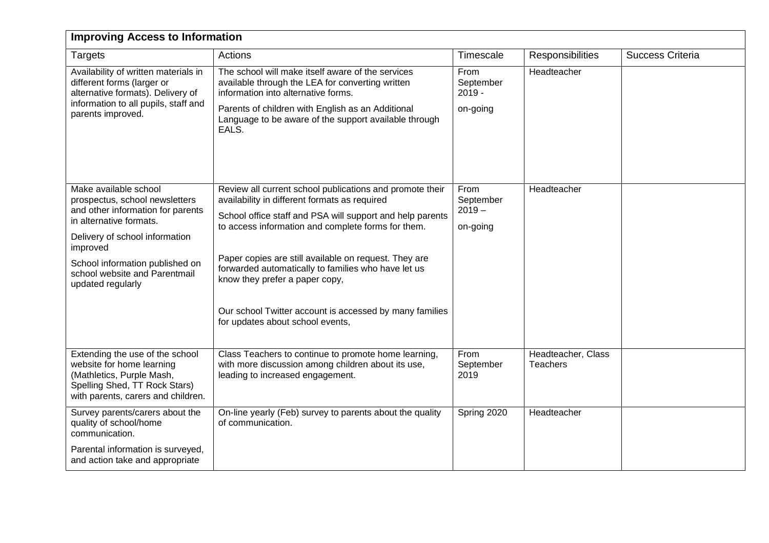| **Improving Access to Information** | | | | |
|---|---|---|---|---|
| Targets | Actions | Timescale | Responsibilities | Success Criteria |
| Availability of written materials in different forms (larger or alternative formats). Delivery of information to all pupils, staff and parents improved. | The school will make itself aware of the services available through the LEA for converting written information into alternative forms.<br><br>Parents of children with English as an Additional Language to be aware of the support available through EALS. | From September 2019 -<br><br>on-going | Headteacher | |
| Make available school prospectus, school newsletters and other information for parents in alternative formats.<br><br>Delivery of school information improved<br><br>School information published on school website and Parentmail updated regularly | Review all current school publications and promote their availability in different formats as required<br><br>School office staff and PSA will support and help parents to access information and complete forms for them.<br><br>Paper copies are still available on request. They are forwarded automatically to families who have let us know they prefer a paper copy,<br><br>Our school Twitter account is accessed by many families for updates about school events, | From September 2019 –<br><br>on-going | Headteacher | |
| Extending the use of the school website for home learning (Mathletics, Purple Mash, Spelling Shed, TT Rock Stars) with parents, carers and children. | Class Teachers to continue to promote home learning, with more discussion among children about its use, leading to increased engagement. | From September 2019 | Headteacher, Class Teachers | |
| Survey parents/carers about the quality of school/home communication.<br><br>Parental information is surveyed, and action take and appropriate | On-line yearly (Feb) survey to parents about the quality of communication. | Spring 2020 | Headteacher | |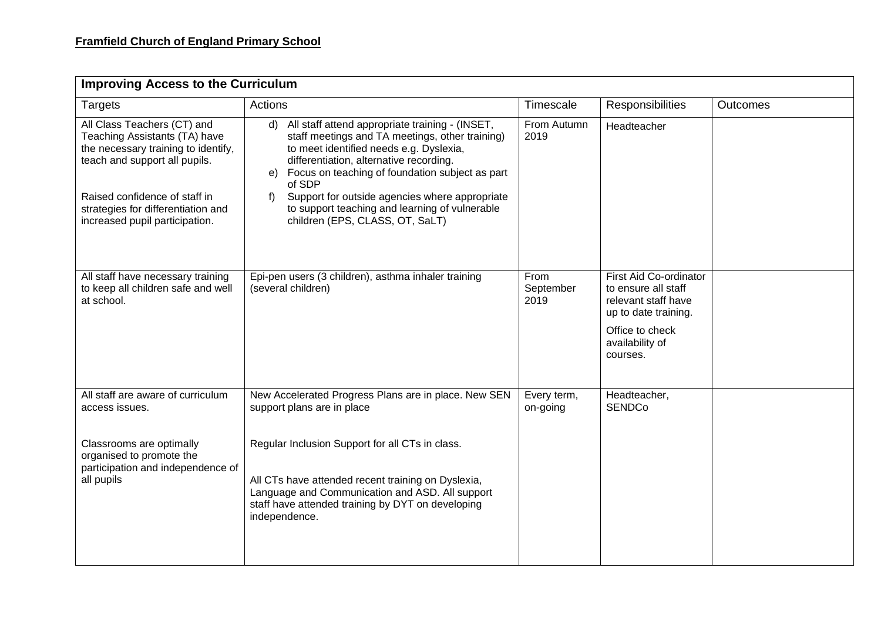**Framfield Church of England Primary School**

| **Improving Access to the Curriculum** | | | | |
|---|---|---|---|---|
| Targets | Actions | Timescale | Responsibilities | Outcomes |
| All Class Teachers (CT) and Teaching Assistants (TA) have the necessary training to identify, teach and support all pupils.<br><br>Raised confidence of staff in strategies for differentiation and increased pupil participation. | d) All staff attend appropriate training - (INSET, staff meetings and TA meetings, other training) to meet identified needs e.g. Dyslexia, differentiation, alternative recording.<br>e) Focus on teaching of foundation subject as part of SDP<br>f) Support for outside agencies where appropriate to support teaching and learning of vulnerable children (EPS, CLASS, OT, SaLT) | From Autumn 2019 | Headteacher | |
| All staff have necessary training to keep all children safe and well at school. | Epi-pen users (3 children), asthma inhaler training (several children) | From September 2019 | First Aid Co-ordinator to ensure all staff relevant staff have up to date training.<br><br>Office to check availability of courses. | |
| All staff are aware of curriculum access issues.<br><br>Classrooms are optimally organised to promote the participation and independence of all pupils | New Accelerated Progress Plans are in place. New SEN support plans are in place<br><br>Regular Inclusion Support for all CTs in class.<br><br>All CTs have attended recent training on Dyslexia, Language and Communication and ASD. All support staff have attended training by DYT on developing independence. | Every term, on-going | Headteacher, SENDCo | |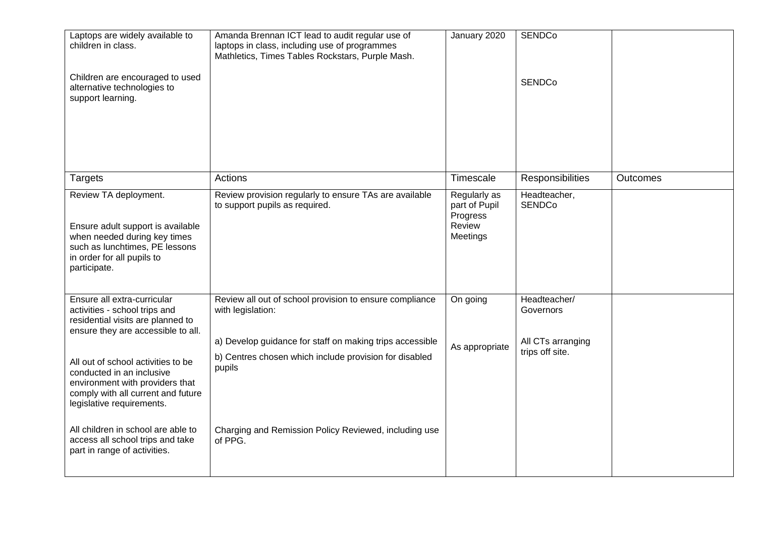| | | | | |
|---|---|---|---|---|
| Laptops are widely available to children in class.<br><br>Children are encouraged to used alternative technologies to support learning. | Amanda Brennan ICT lead to audit regular use of laptops in class, including use of programmes Mathletics, Times Tables Rockstars, Purple Mash. | January 2020 | SENDCo<br><br>SENDCo | |
| Targets | Actions | Timescale | Responsibilities | Outcomes |
| Review TA deployment.<br><br>Ensure adult support is available when needed during key times such as lunchtimes, PE lessons in order for all pupils to participate. | Review provision regularly to ensure TAs are available to support pupils as required. | Regularly as part of Pupil Progress Review Meetings | Headteacher, SENDCo | |
| Ensure all extra-curricular activities - school trips and residential visits are planned to ensure they are accessible to all.<br><br>All out of school activities to be conducted in an inclusive environment with providers that comply with all current and future legislative requirements.<br><br>All children in school are able to access all school trips and take part in range of activities. | Review all out of school provision to ensure compliance with legislation:<br><br>a) Develop guidance for staff on making trips accessible<br>b) Centres chosen which include provision for disabled pupils<br><br>Charging and Remission Policy Reviewed, including use of PPG. | On going<br><br>As appropriate | Headteacher/ Governors<br><br>All CTs arranging trips off site. | |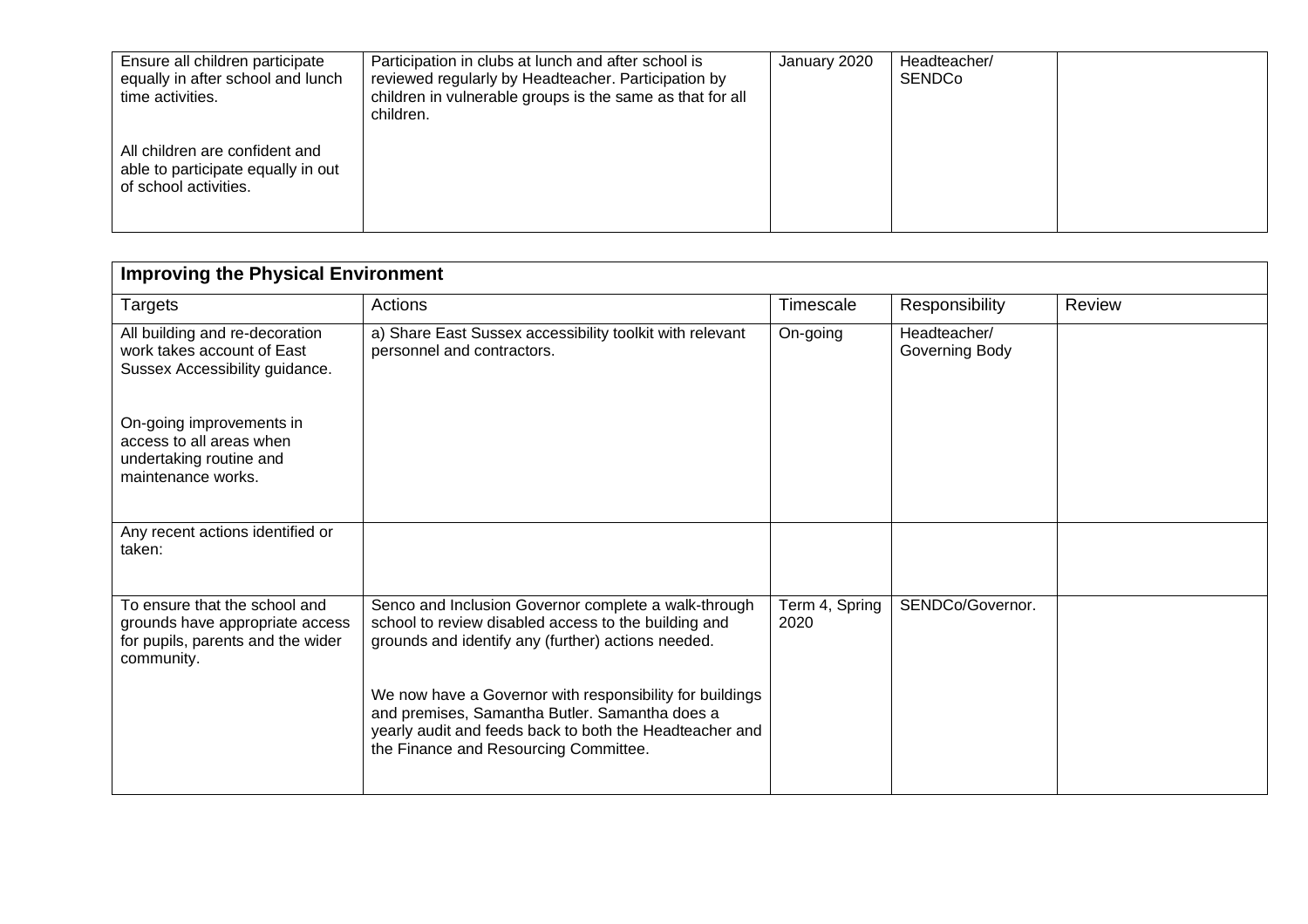| | | | | |
|---|---|---|---|---|
| Ensure all children participate equally in after school and lunch time activities.<br><br>All children are confident and able to participate equally in out of school activities. | Participation in clubs at lunch and after school is reviewed regularly by Headteacher. Participation by children in vulnerable groups is the same as that for all children. | January 2020 | Headteacher/ SENDCo | |

| **Improving the Physical Environment** | | | | |
|---|---|---|---|---|
| Targets | Actions | Timescale | Responsibility | Review |
| All building and re-decoration work takes account of East Sussex Accessibility guidance.<br><br>On-going improvements in access to all areas when undertaking routine and maintenance works. | a) Share East Sussex accessibility toolkit with relevant personnel and contractors. | On-going | Headteacher/ Governing Body | |
| Any recent actions identified or taken: | | | | |
| To ensure that the school and grounds have appropriate access for pupils, parents and the wider community. | Senco and Inclusion Governor complete a walk-through school to review disabled access to the building and grounds and identify any (further) actions needed.<br><br>We now have a Governor with responsibility for buildings and premises, Samantha Butler. Samantha does a yearly audit and feeds back to both the Headteacher and the Finance and Resourcing Committee. | Term 4, Spring 2020 | SENDCo/Governor. | |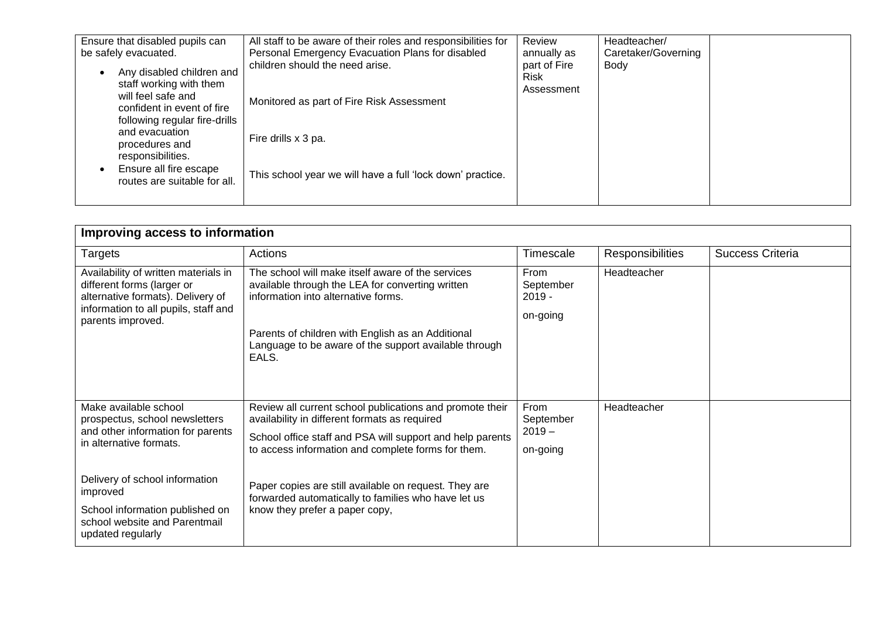| | | | | |
|---|---|---|---|---|
| Ensure that disabled pupils can be safely evacuated.<br>• Any disabled children and staff working with them will feel safe and confident in event of fire following regular fire-drills and evacuation procedures and responsibilities.<br>• Ensure all fire escape routes are suitable for all. | All staff to be aware of their roles and responsibilities for Personal Emergency Evacuation Plans for disabled children should the need arise.<br><br>Monitored as part of Fire Risk Assessment<br><br>Fire drills x 3 pa.<br><br>This school year we will have a full 'lock down' practice. | Review annually as part of Fire Risk Assessment | Headteacher/ Caretaker/Governing Body | |

| **Improving access to information** | | | | |
|---|---|---|---|---|
| Targets | Actions | Timescale | Responsibilities | Success Criteria |
| Availability of written materials in different forms (larger or alternative formats). Delivery of information to all pupils, staff and parents improved. | The school will make itself aware of the services available through the LEA for converting written information into alternative forms.<br><br>Parents of children with English as an Additional Language to be aware of the support available through EALS. | From September 2019 -<br><br>on-going | Headteacher | |
| Make available school prospectus, school newsletters and other information for parents in alternative formats.<br><br>Delivery of school information improved<br><br>School information published on school website and Parentmail updated regularly | Review all current school publications and promote their availability in different formats as required<br><br>School office staff and PSA will support and help parents to access information and complete forms for them.<br><br>Paper copies are still available on request. They are forwarded automatically to families who have let us know they prefer a paper copy, | From September 2019 –<br><br>on-going | Headteacher | |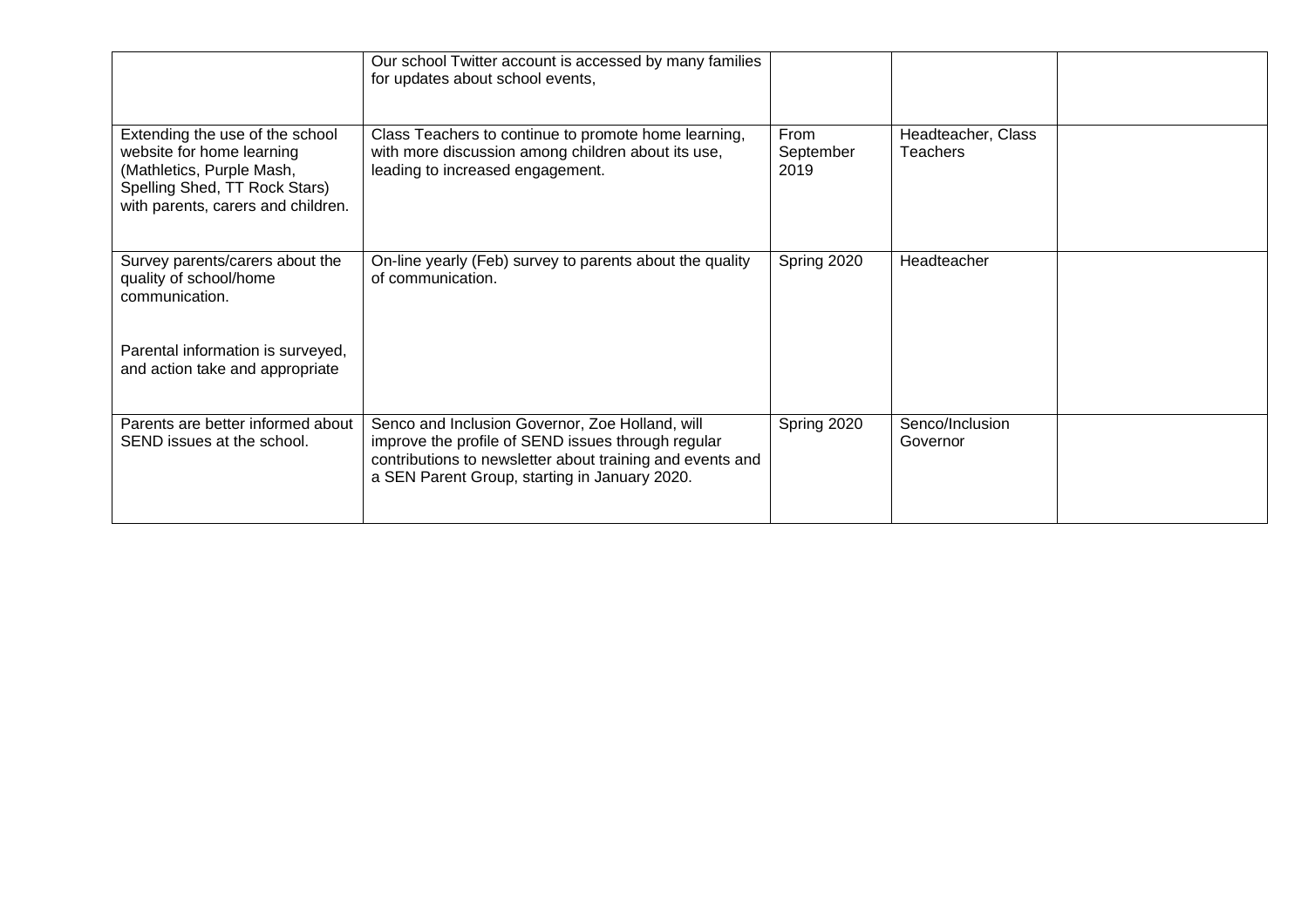| | | | | |
|---|---|---|---|---|
| | Our school Twitter account is accessed by many families for updates about school events, | | | |
| Extending the use of the school website for home learning (Mathletics, Purple Mash, Spelling Shed, TT Rock Stars) with parents, carers and children. | Class Teachers to continue to promote home learning, with more discussion among children about its use, leading to increased engagement. | From September 2019 | Headteacher, Class Teachers | |
| Survey parents/carers about the quality of school/home communication.<br><br>Parental information is surveyed, and action take and appropriate | On-line yearly (Feb) survey to parents about the quality of communication. | Spring 2020 | Headteacher | |
| Parents are better informed about SEND issues at the school. | Senco and Inclusion Governor, Zoe Holland, will improve the profile of SEND issues through regular contributions to newsletter about training and events and a SEN Parent Group, starting in January 2020. | Spring 2020 | Senco/Inclusion Governor | |